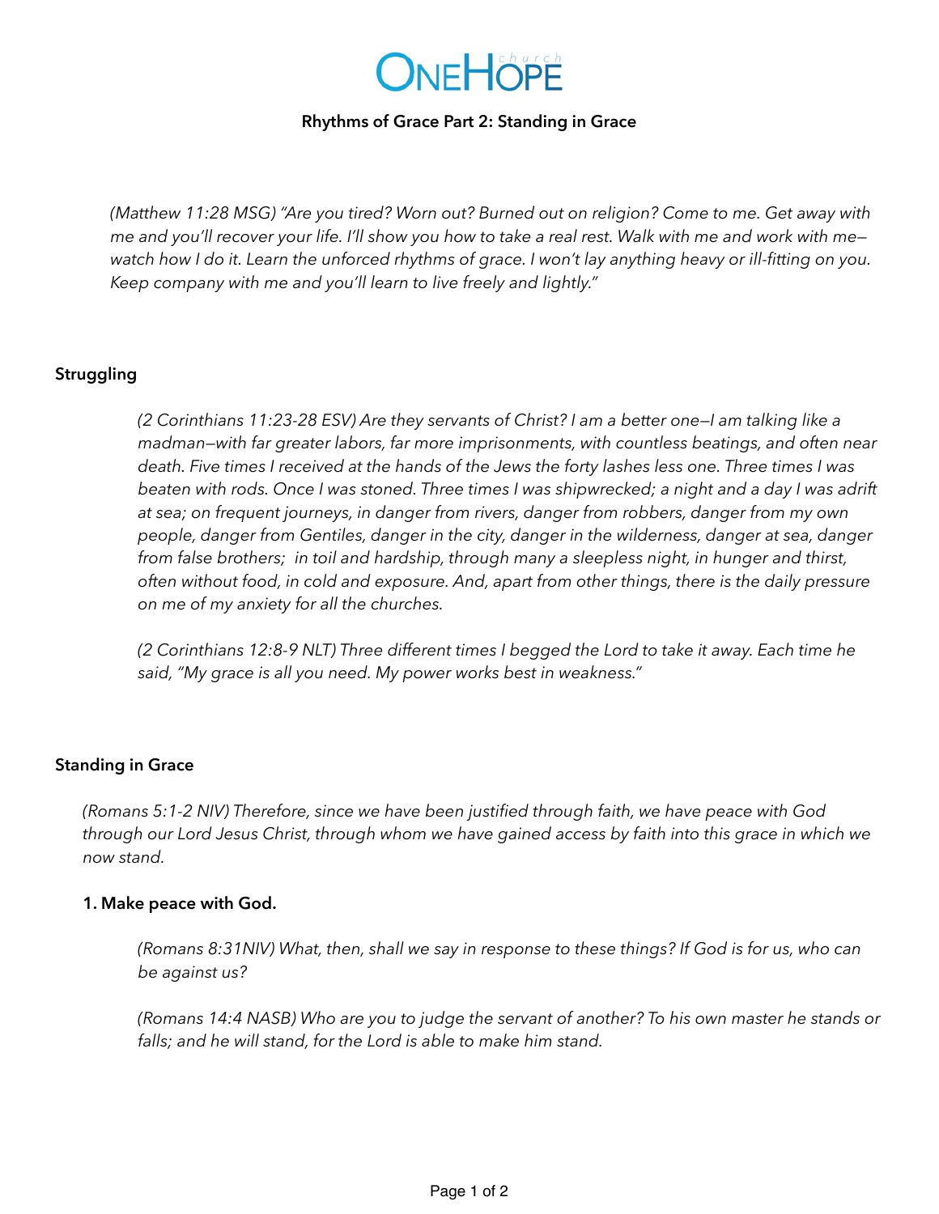# ONEHOPE church

## Rhythms of Grace Part 2: Standing in Grace

*(Matthew 11:28 MSG) "Are you tired? Worn out? Burned out on religion? Come to me. Get away with me and you'll recover your life. I'll show you how to take a real rest. Walk with me and work with me—watch how I do it. Learn the unforced rhythms of grace. I won't lay anything heavy or ill-fitting on you. Keep company with me and you'll learn to live freely and lightly."*

### Struggling

*(2 Corinthians 11:23-28 ESV) Are they servants of Christ? I am a better one—I am talking like a madman—with far greater labors, far more imprisonments, with countless beatings, and often near death. Five times I received at the hands of the Jews the forty lashes less one. Three times I was beaten with rods. Once I was stoned. Three times I was shipwrecked; a night and a day I was adrift at sea; on frequent journeys, in danger from rivers, danger from robbers, danger from my own people, danger from Gentiles, danger in the city, danger in the wilderness, danger at sea, danger from false brothers; in toil and hardship, through many a sleepless night, in hunger and thirst, often without food, in cold and exposure. And, apart from other things, there is the daily pressure on me of my anxiety for all the churches.*

*(2 Corinthians 12:8-9 NLT) Three different times I begged the Lord to take it away. Each time he said, "My grace is all you need. My power works best in weakness."*

### Standing in Grace

*(Romans 5:1-2 NIV) Therefore, since we have been justified through faith, we have peace with God through our Lord Jesus Christ, through whom we have gained access by faith into this grace in which we now stand.*

**1. Make peace with God.**

*(Romans 8:31NIV) What, then, shall we say in response to these things? If God is for us, who can be against us?*

*(Romans 14:4 NASB) Who are you to judge the servant of another? To his own master he stands or falls; and he will stand, for the Lord is able to make him stand.*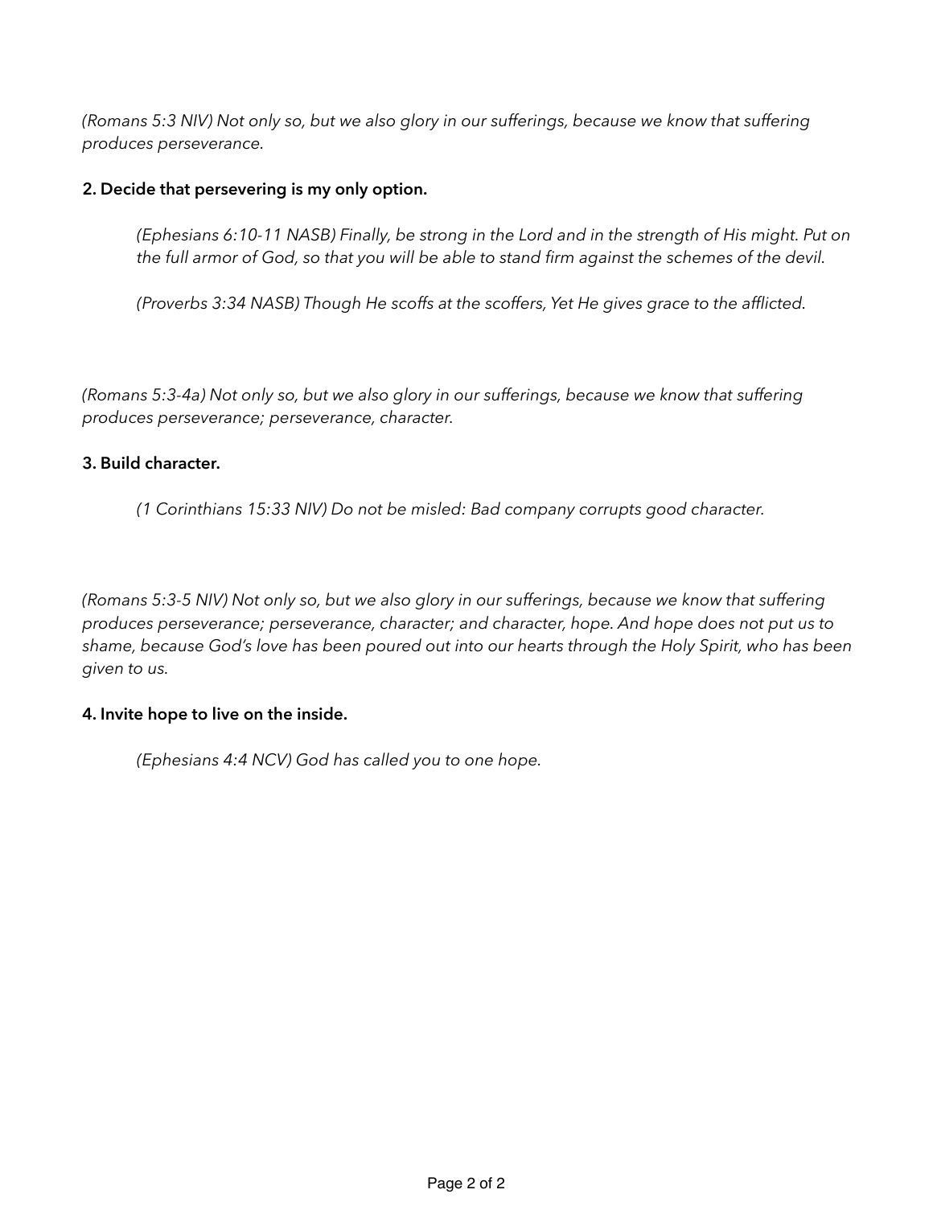*(Romans 5:3 NIV) Not only so, but we also glory in our sufferings, because we know that suffering produces perseverance.*

**2. Decide that persevering is my only option.**

> *(Ephesians 6:10-11 NASB) Finally, be strong in the Lord and in the strength of His might. Put on the full armor of God, so that you will be able to stand firm against the schemes of the devil.*
>
> *(Proverbs 3:34 NASB) Though He scoffs at the scoffers, Yet He gives grace to the afflicted.*

*(Romans 5:3-4a) Not only so, but we also glory in our sufferings, because we know that suffering produces perseverance; perseverance, character.*

**3. Build character.**

> *(1 Corinthians 15:33 NIV) Do not be misled: Bad company corrupts good character.*

*(Romans 5:3-5 NIV) Not only so, but we also glory in our sufferings, because we know that suffering produces perseverance; perseverance, character; and character, hope. And hope does not put us to shame, because God's love has been poured out into our hearts through the Holy Spirit, who has been given to us.*

**4. Invite hope to live on the inside.**

> *(Ephesians 4:4 NCV) God has called you to one hope.*